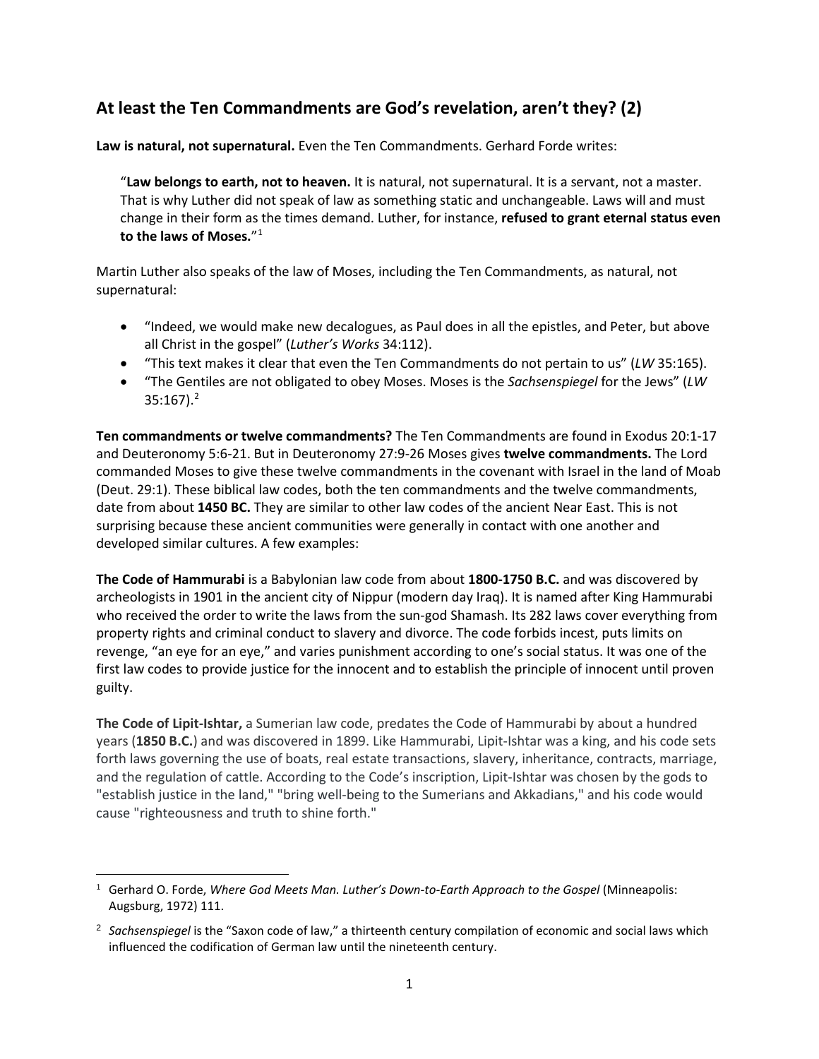## At least the Ten Commandments are God's revelation, aren't they? (2)

**Law is natural, not supernatural.** Even the Ten Commandments. Gerhard Forde writes:

> "**Law belongs to earth, not to heaven.** It is natural, not supernatural. It is a servant, not a master. That is why Luther did not speak of law as something static and unchangeable. Laws will and must change in their form as the times demand. Luther, for instance, **refused to grant eternal status even to the laws of Moses.**"[1]

Martin Luther also speaks of the law of Moses, including the Ten Commandments, as natural, not supernatural:

- "Indeed, we would make new decalogues, as Paul does in all the epistles, and Peter, but above all Christ in the gospel" (*Luther's Works* 34:112).
- "This text makes it clear that even the Ten Commandments do not pertain to us" (*LW* 35:165).
- "The Gentiles are not obligated to obey Moses. Moses is the *Sachsenspiegel* for the Jews" (*LW* 35:167).[2]

**Ten commandments or twelve commandments?** The Ten Commandments are found in Exodus 20:1-17 and Deuteronomy 5:6-21. But in Deuteronomy 27:9-26 Moses gives **twelve commandments.** The Lord commanded Moses to give these twelve commandments in the covenant with Israel in the land of Moab (Deut. 29:1). These biblical law codes, both the ten commandments and the twelve commandments, date from about **1450 BC.** They are similar to other law codes of the ancient Near East. This is not surprising because these ancient communities were generally in contact with one another and developed similar cultures. A few examples:

**The Code of Hammurabi** is a Babylonian law code from about **1800-1750 B.C.** and was discovered by archeologists in 1901 in the ancient city of Nippur (modern day Iraq). It is named after King Hammurabi who received the order to write the laws from the sun-god Shamash. Its 282 laws cover everything from property rights and criminal conduct to slavery and divorce. The code forbids incest, puts limits on revenge, "an eye for an eye," and varies punishment according to one's social status. It was one of the first law codes to provide justice for the innocent and to establish the principle of innocent until proven guilty.

**The Code of Lipit-Ishtar,** a Sumerian law code, predates the Code of Hammurabi by about a hundred years (**1850 B.C.**) and was discovered in 1899. Like Hammurabi, Lipit-Ishtar was a king, and his code sets forth laws governing the use of boats, real estate transactions, slavery, inheritance, contracts, marriage, and the regulation of cattle. According to the Code's inscription, Lipit-Ishtar was chosen by the gods to "establish justice in the land," "bring well-being to the Sumerians and Akkadians," and his code would cause "righteousness and truth to shine forth."

---

[1] Gerhard O. Forde, *Where God Meets Man. Luther's Down-to-Earth Approach to the Gospel* (Minneapolis: Augsburg, 1972) 111.

[2] *Sachsenspiegel* is the "Saxon code of law," a thirteenth century compilation of economic and social laws which influenced the codification of German law until the nineteenth century.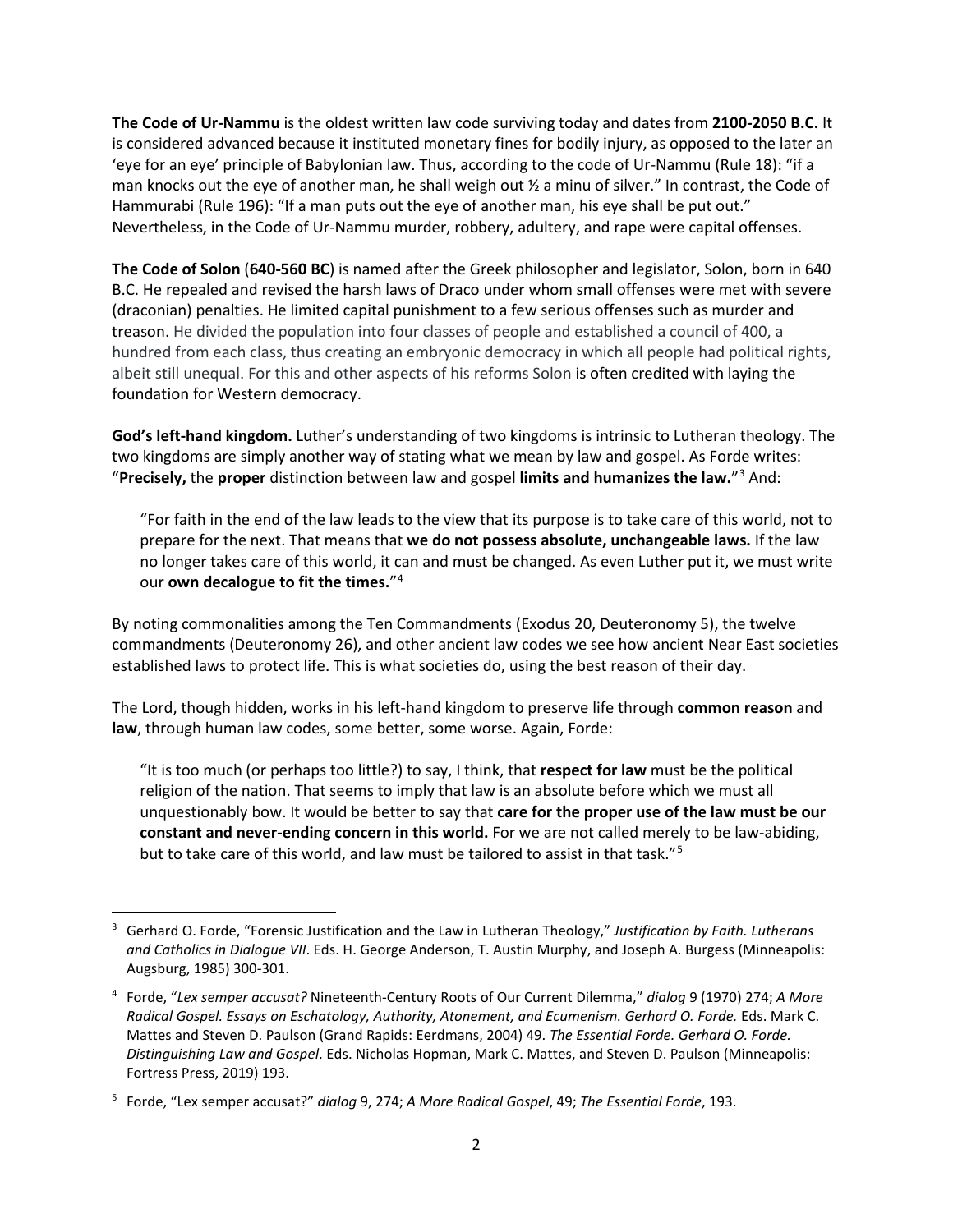**The Code of Ur-Nammu** is the oldest written law code surviving today and dates from **2100-2050 B.C.** It is considered advanced because it instituted monetary fines for bodily injury, as opposed to the later an 'eye for an eye' principle of Babylonian law. Thus, according to the code of Ur-Nammu (Rule 18): "if a man knocks out the eye of another man, he shall weigh out ½ a minu of silver." In contrast, the Code of Hammurabi (Rule 196): "If a man puts out the eye of another man, his eye shall be put out." Nevertheless, in the Code of Ur-Nammu murder, robbery, adultery, and rape were capital offenses.

**The Code of Solon** (**640-560 BC**) is named after the Greek philosopher and legislator, Solon, born in 640 B.C. He repealed and revised the harsh laws of Draco under whom small offenses were met with severe (draconian) penalties. He limited capital punishment to a few serious offenses such as murder and treason. He divided the population into four classes of people and established a council of 400, a hundred from each class, thus creating an embryonic democracy in which all people had political rights, albeit still unequal. For this and other aspects of his reforms Solon is often credited with laying the foundation for Western democracy.

**God's left-hand kingdom.** Luther's understanding of two kingdoms is intrinsic to Lutheran theology. The two kingdoms are simply another way of stating what we mean by law and gospel. As Forde writes: "**Precisely,** the **proper** distinction between law and gospel **limits and humanizes the law.**"[3] And:

> "For faith in the end of the law leads to the view that its purpose is to take care of this world, not to prepare for the next. That means that **we do not possess absolute, unchangeable laws.** If the law no longer takes care of this world, it can and must be changed. As even Luther put it, we must write our **own decalogue to fit the times.**"[4]

By noting commonalities among the Ten Commandments (Exodus 20, Deuteronomy 5), the twelve commandments (Deuteronomy 26), and other ancient law codes we see how ancient Near East societies established laws to protect life. This is what societies do, using the best reason of their day.

The Lord, though hidden, works in his left-hand kingdom to preserve life through **common reason** and **law**, through human law codes, some better, some worse. Again, Forde:

> "It is too much (or perhaps too little?) to say, I think, that **respect for law** must be the political religion of the nation. That seems to imply that law is an absolute before which we must all unquestionably bow. It would be better to say that **care for the proper use of the law must be our constant and never-ending concern in this world.** For we are not called merely to be law-abiding, but to take care of this world, and law must be tailored to assist in that task."[5]

---

[3] Gerhard O. Forde, "Forensic Justification and the Law in Lutheran Theology," *Justification by Faith. Lutherans and Catholics in Dialogue VII*. Eds. H. George Anderson, T. Austin Murphy, and Joseph A. Burgess (Minneapolis: Augsburg, 1985) 300-301.

[4] Forde, "*Lex semper accusat?* Nineteenth-Century Roots of Our Current Dilemma," *dialog* 9 (1970) 274; *A More Radical Gospel. Essays on Eschatology, Authority, Atonement, and Ecumenism. Gerhard O. Forde.* Eds. Mark C. Mattes and Steven D. Paulson (Grand Rapids: Eerdmans, 2004) 49. *The Essential Forde. Gerhard O. Forde. Distinguishing Law and Gospel.* Eds. Nicholas Hopman, Mark C. Mattes, and Steven D. Paulson (Minneapolis: Fortress Press, 2019) 193.

[5] Forde, "Lex semper accusat?" *dialog* 9, 274; *A More Radical Gospel*, 49; *The Essential Forde*, 193.